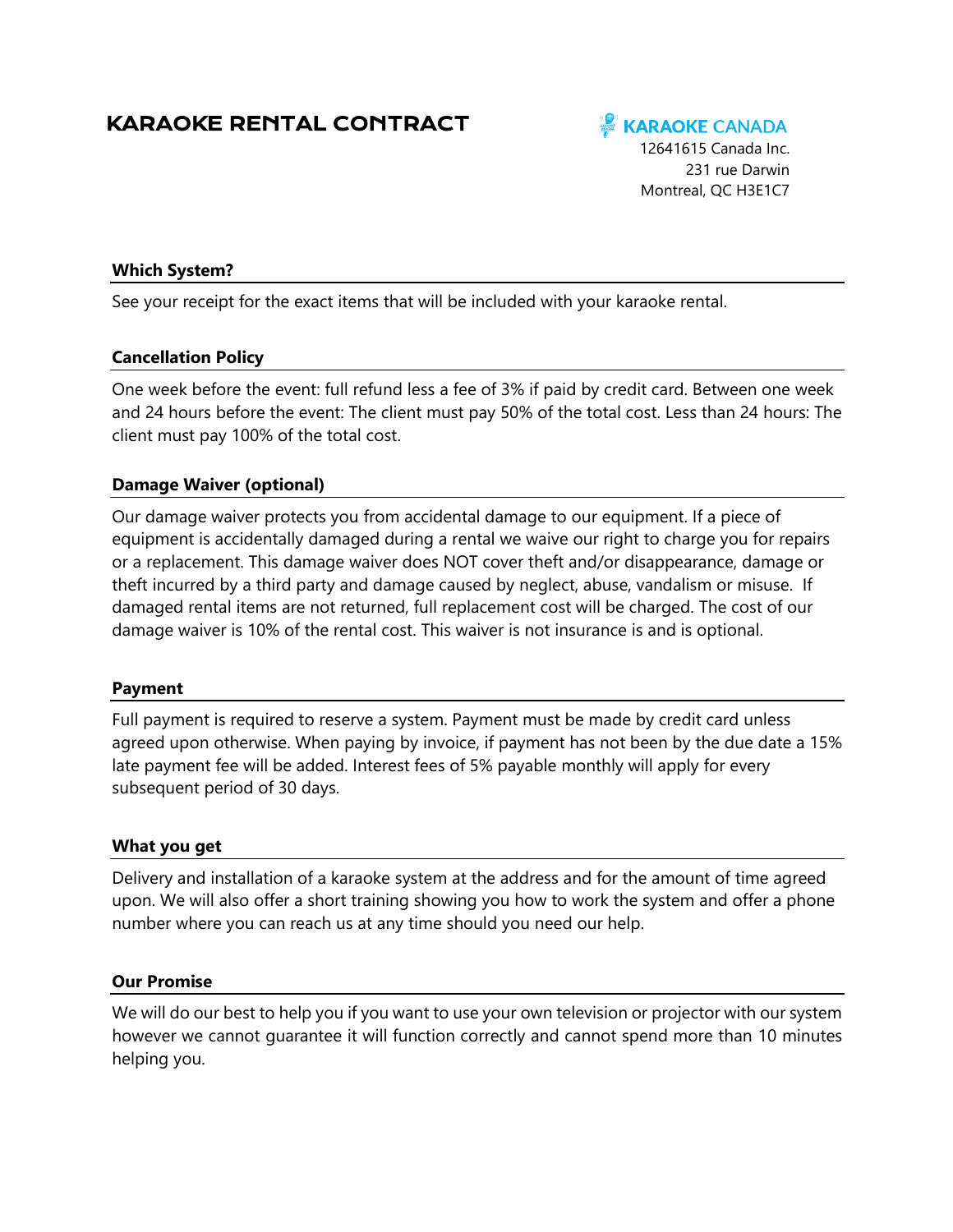# KARAOKE RENTAL CONTRACT

**KARAOKE CANADA**
12641615 Canada Inc.
231 rue Darwin
Montreal, QC H3E1C7

## Which System?

See your receipt for the exact items that will be included with your karaoke rental.

## Cancellation Policy

One week before the event: full refund less a fee of 3% if paid by credit card. Between one week and 24 hours before the event: The client must pay 50% of the total cost. Less than 24 hours: The client must pay 100% of the total cost.

## Damage Waiver (optional)

Our damage waiver protects you from accidental damage to our equipment. If a piece of equipment is accidentally damaged during a rental we waive our right to charge you for repairs or a replacement. This damage waiver does NOT cover theft and/or disappearance, damage or theft incurred by a third party and damage caused by neglect, abuse, vandalism or misuse. If damaged rental items are not returned, full replacement cost will be charged. The cost of our damage waiver is 10% of the rental cost. This waiver is not insurance is and is optional.

## Payment

Full payment is required to reserve a system. Payment must be made by credit card unless agreed upon otherwise. When paying by invoice, if payment has not been by the due date a 15% late payment fee will be added. Interest fees of 5% payable monthly will apply for every subsequent period of 30 days.

## What you get

Delivery and installation of a karaoke system at the address and for the amount of time agreed upon. We will also offer a short training showing you how to work the system and offer a phone number where you can reach us at any time should you need our help.

## Our Promise

We will do our best to help you if you want to use your own television or projector with our system however we cannot guarantee it will function correctly and cannot spend more than 10 minutes helping you.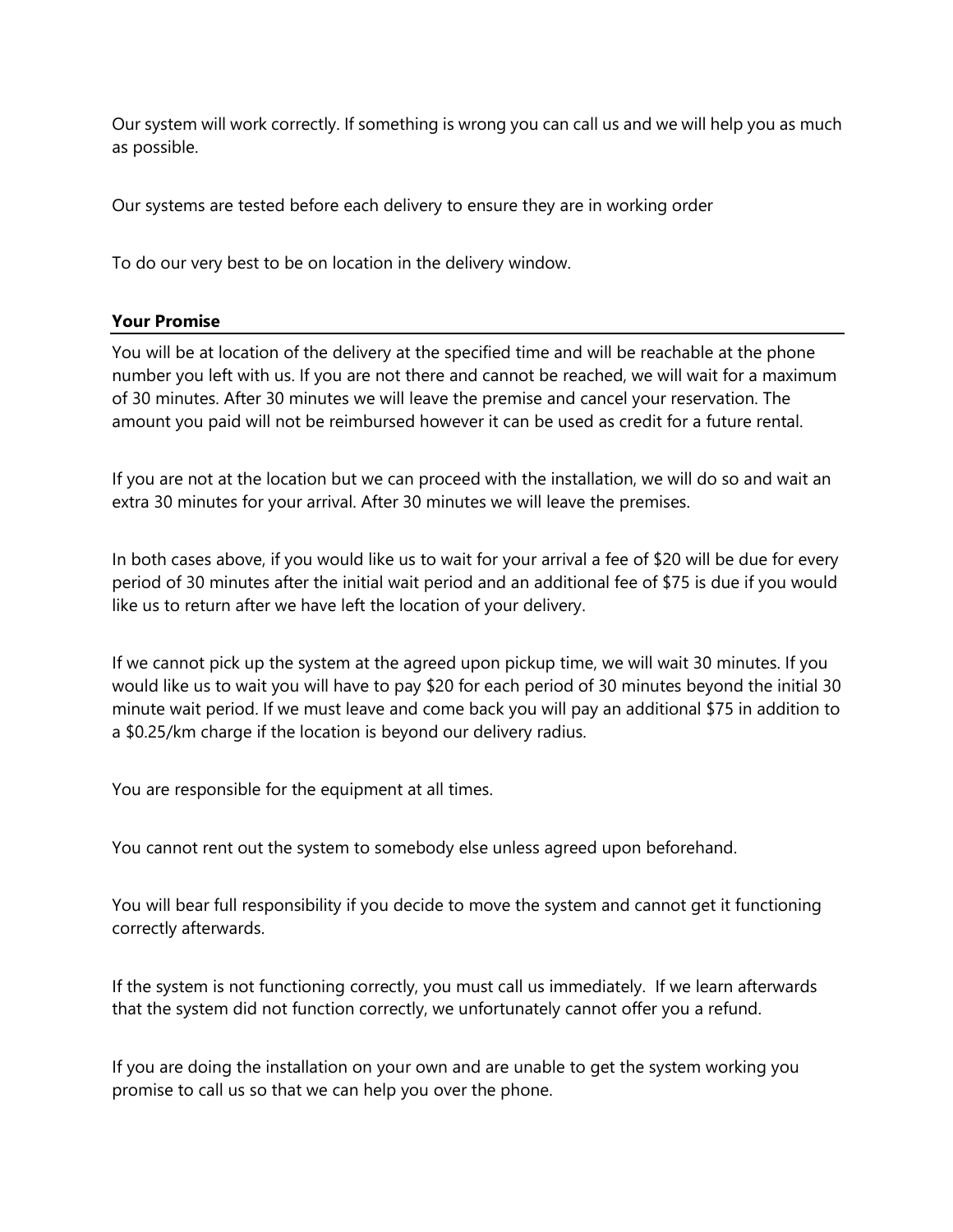Our system will work correctly. If something is wrong you can call us and we will help you as much as possible.

Our systems are tested before each delivery to ensure they are in working order

To do our very best to be on location in the delivery window.

## **Your Promise**

You will be at location of the delivery at the specified time and will be reachable at the phone number you left with us. If you are not there and cannot be reached, we will wait for a maximum of 30 minutes. After 30 minutes we will leave the premise and cancel your reservation. The amount you paid will not be reimbursed however it can be used as credit for a future rental.

If you are not at the location but we can proceed with the installation, we will do so and wait an extra 30 minutes for your arrival. After 30 minutes we will leave the premises.

In both cases above, if you would like us to wait for your arrival a fee of $20 will be due for every period of 30 minutes after the initial wait period and an additional fee of $75 is due if you would like us to return after we have left the location of your delivery.

If we cannot pick up the system at the agreed upon pickup time, we will wait 30 minutes. If you would like us to wait you will have to pay $20 for each period of 30 minutes beyond the initial 30 minute wait period. If we must leave and come back you will pay an additional $75 in addition to a $0.25/km charge if the location is beyond our delivery radius.

You are responsible for the equipment at all times.

You cannot rent out the system to somebody else unless agreed upon beforehand.

You will bear full responsibility if you decide to move the system and cannot get it functioning correctly afterwards.

If the system is not functioning correctly, you must call us immediately. If we learn afterwards that the system did not function correctly, we unfortunately cannot offer you a refund.

If you are doing the installation on your own and are unable to get the system working you promise to call us so that we can help you over the phone.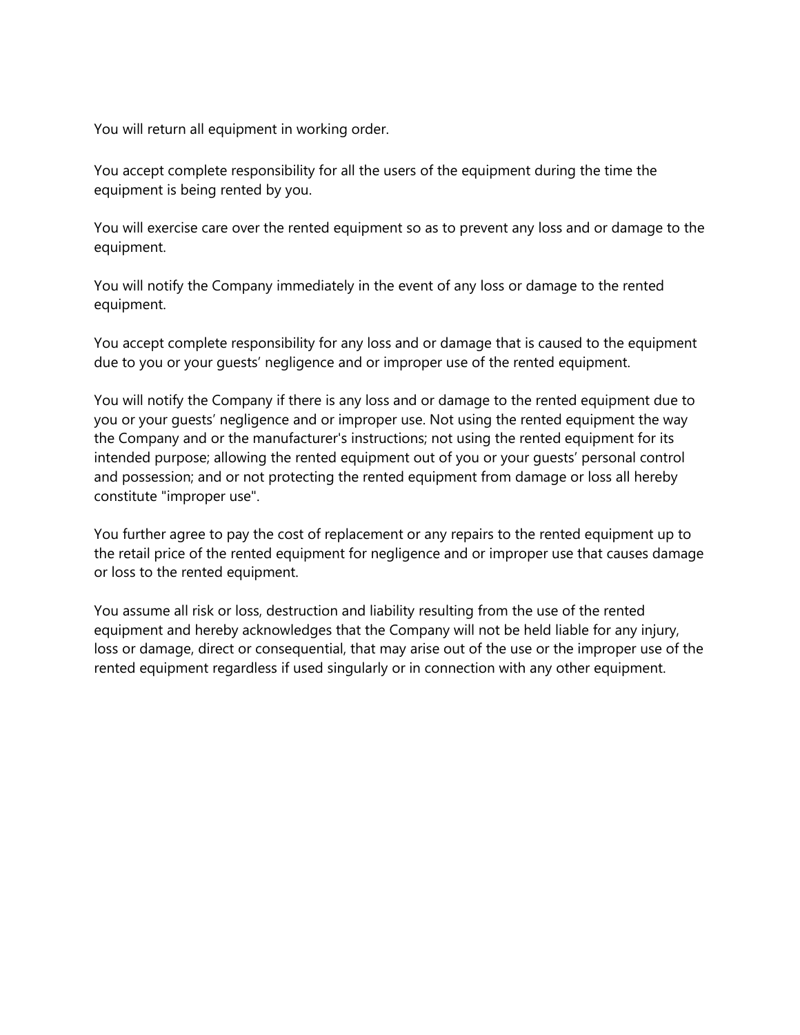You will return all equipment in working order.

You accept complete responsibility for all the users of the equipment during the time the equipment is being rented by you.

You will exercise care over the rented equipment so as to prevent any loss and or damage to the equipment.

You will notify the Company immediately in the event of any loss or damage to the rented equipment.

You accept complete responsibility for any loss and or damage that is caused to the equipment due to you or your guests' negligence and or improper use of the rented equipment.

You will notify the Company if there is any loss and or damage to the rented equipment due to you or your guests' negligence and or improper use. Not using the rented equipment the way the Company and or the manufacturer's instructions; not using the rented equipment for its intended purpose; allowing the rented equipment out of you or your guests' personal control and possession; and or not protecting the rented equipment from damage or loss all hereby constitute "improper use".

You further agree to pay the cost of replacement or any repairs to the rented equipment up to the retail price of the rented equipment for negligence and or improper use that causes damage or loss to the rented equipment.

You assume all risk or loss, destruction and liability resulting from the use of the rented equipment and hereby acknowledges that the Company will not be held liable for any injury, loss or damage, direct or consequential, that may arise out of the use or the improper use of the rented equipment regardless if used singularly or in connection with any other equipment.